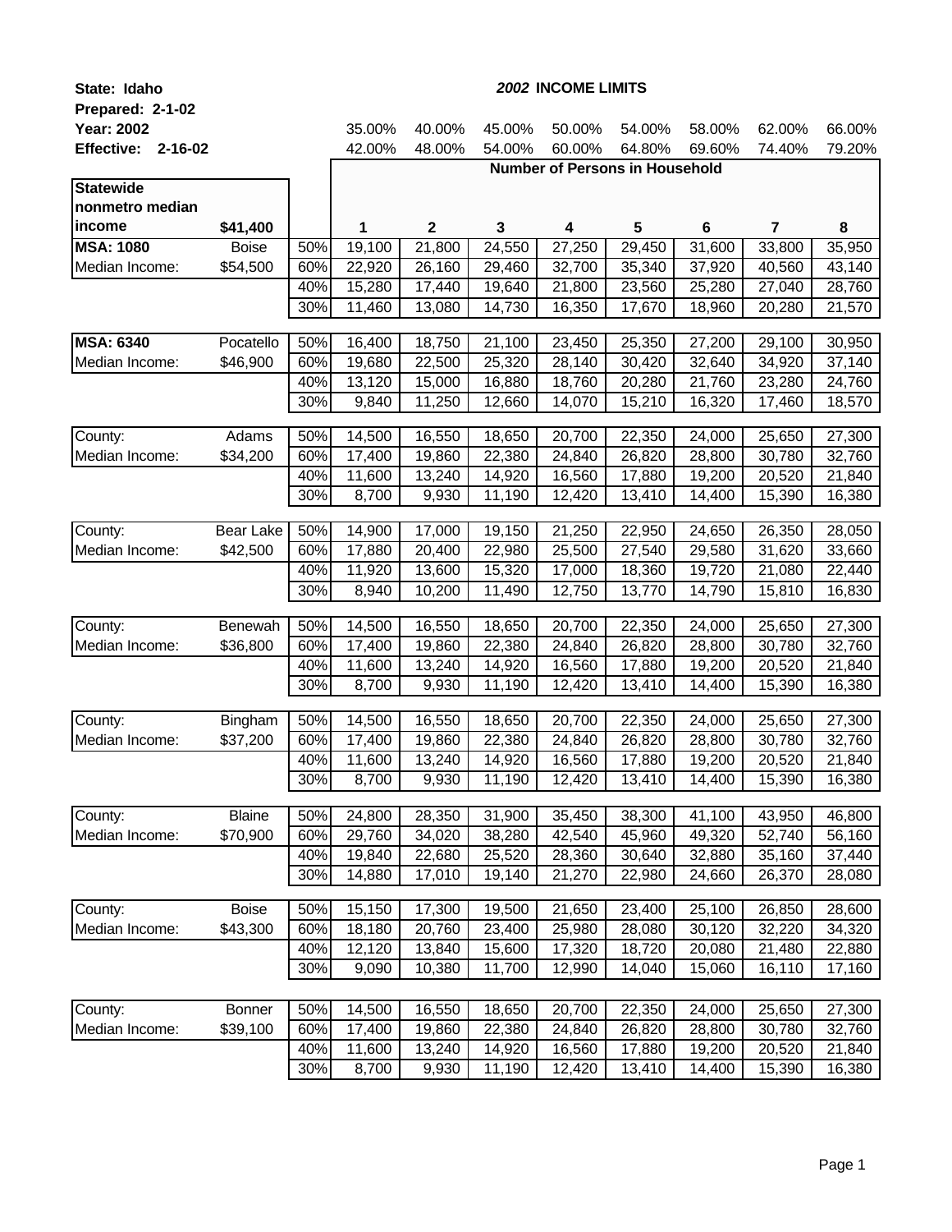**State: Idaho**

**Prepared: 2-1-02**

**Year: 2002**

**Effective: 2-16-02**

## *2002* INCOME LIMITS

| | | | 35.00% | 40.00% | 45.00% | 50.00% | 54.00% | 58.00% | 62.00% | 66.00% |
|---|---|---|---|---|---|---|---|---|---|---|
| | | | 42.00% | 48.00% | 54.00% | 60.00% | 64.80% | 69.60% | 74.40% | 79.20% |
| | | | **Number of Persons in Household** | | | | | | | |
| **Statewide nonmetro median income** | **$41,400** | | **1** | **2** | **3** | **4** | **5** | **6** | **7** | **8** |
| **MSA: 1080** | Boise | 50% | 19,100 | 21,800 | 24,550 | 27,250 | 29,450 | 31,600 | 33,800 | 35,950 |
| Median Income: | $54,500 | 60% | 22,920 | 26,160 | 29,460 | 32,700 | 35,340 | 37,920 | 40,560 | 43,140 |
| | | 40% | 15,280 | 17,440 | 19,640 | 21,800 | 23,560 | 25,280 | 27,040 | 28,760 |
| | | 30% | 11,460 | 13,080 | 14,730 | 16,350 | 17,670 | 18,960 | 20,280 | 21,570 |
| **MSA: 6340** | Pocatello | 50% | 16,400 | 18,750 | 21,100 | 23,450 | 25,350 | 27,200 | 29,100 | 30,950 |
| Median Income: | $46,900 | 60% | 19,680 | 22,500 | 25,320 | 28,140 | 30,420 | 32,640 | 34,920 | 37,140 |
| | | 40% | 13,120 | 15,000 | 16,880 | 18,760 | 20,280 | 21,760 | 23,280 | 24,760 |
| | | 30% | 9,840 | 11,250 | 12,660 | 14,070 | 15,210 | 16,320 | 17,460 | 18,570 |
| County: | Adams | 50% | 14,500 | 16,550 | 18,650 | 20,700 | 22,350 | 24,000 | 25,650 | 27,300 |
| Median Income: | $34,200 | 60% | 17,400 | 19,860 | 22,380 | 24,840 | 26,820 | 28,800 | 30,780 | 32,760 |
| | | 40% | 11,600 | 13,240 | 14,920 | 16,560 | 17,880 | 19,200 | 20,520 | 21,840 |
| | | 30% | 8,700 | 9,930 | 11,190 | 12,420 | 13,410 | 14,400 | 15,390 | 16,380 |
| County: | Bear Lake | 50% | 14,900 | 17,000 | 19,150 | 21,250 | 22,950 | 24,650 | 26,350 | 28,050 |
| Median Income: | $42,500 | 60% | 17,880 | 20,400 | 22,980 | 25,500 | 27,540 | 29,580 | 31,620 | 33,660 |
| | | 40% | 11,920 | 13,600 | 15,320 | 17,000 | 18,360 | 19,720 | 21,080 | 22,440 |
| | | 30% | 8,940 | 10,200 | 11,490 | 12,750 | 13,770 | 14,790 | 15,810 | 16,830 |
| County: | Benewah | 50% | 14,500 | 16,550 | 18,650 | 20,700 | 22,350 | 24,000 | 25,650 | 27,300 |
| Median Income: | $36,800 | 60% | 17,400 | 19,860 | 22,380 | 24,840 | 26,820 | 28,800 | 30,780 | 32,760 |
| | | 40% | 11,600 | 13,240 | 14,920 | 16,560 | 17,880 | 19,200 | 20,520 | 21,840 |
| | | 30% | 8,700 | 9,930 | 11,190 | 12,420 | 13,410 | 14,400 | 15,390 | 16,380 |
| County: | Bingham | 50% | 14,500 | 16,550 | 18,650 | 20,700 | 22,350 | 24,000 | 25,650 | 27,300 |
| Median Income: | $37,200 | 60% | 17,400 | 19,860 | 22,380 | 24,840 | 26,820 | 28,800 | 30,780 | 32,760 |
| | | 40% | 11,600 | 13,240 | 14,920 | 16,560 | 17,880 | 19,200 | 20,520 | 21,840 |
| | | 30% | 8,700 | 9,930 | 11,190 | 12,420 | 13,410 | 14,400 | 15,390 | 16,380 |
| County: | Blaine | 50% | 24,800 | 28,350 | 31,900 | 35,450 | 38,300 | 41,100 | 43,950 | 46,800 |
| Median Income: | $70,900 | 60% | 29,760 | 34,020 | 38,280 | 42,540 | 45,960 | 49,320 | 52,740 | 56,160 |
| | | 40% | 19,840 | 22,680 | 25,520 | 28,360 | 30,640 | 32,880 | 35,160 | 37,440 |
| | | 30% | 14,880 | 17,010 | 19,140 | 21,270 | 22,980 | 24,660 | 26,370 | 28,080 |
| County: | Boise | 50% | 15,150 | 17,300 | 19,500 | 21,650 | 23,400 | 25,100 | 26,850 | 28,600 |
| Median Income: | $43,300 | 60% | 18,180 | 20,760 | 23,400 | 25,980 | 28,080 | 30,120 | 32,220 | 34,320 |
| | | 40% | 12,120 | 13,840 | 15,600 | 17,320 | 18,720 | 20,080 | 21,480 | 22,880 |
| | | 30% | 9,090 | 10,380 | 11,700 | 12,990 | 14,040 | 15,060 | 16,110 | 17,160 |
| County: | Bonner | 50% | 14,500 | 16,550 | 18,650 | 20,700 | 22,350 | 24,000 | 25,650 | 27,300 |
| Median Income: | $39,100 | 60% | 17,400 | 19,860 | 22,380 | 24,840 | 26,820 | 28,800 | 30,780 | 32,760 |
| | | 40% | 11,600 | 13,240 | 14,920 | 16,560 | 17,880 | 19,200 | 20,520 | 21,840 |
| | | 30% | 8,700 | 9,930 | 11,190 | 12,420 | 13,410 | 14,400 | 15,390 | 16,380 |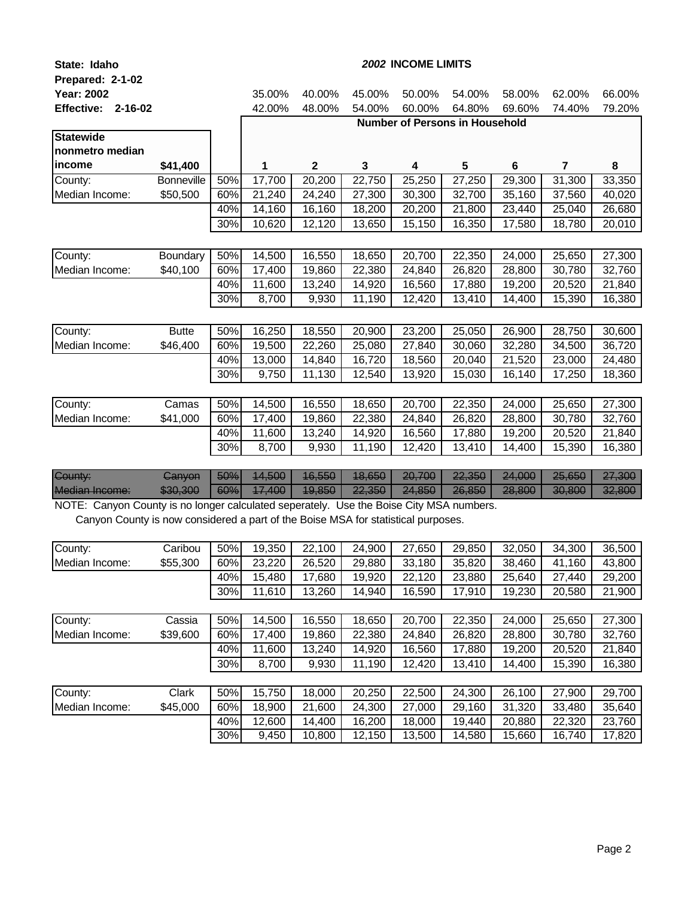**State: Idaho**

**Prepared: 2-1-02**

**Year: 2002**

**Effective: 2-16-02**

## *2002* INCOME LIMITS

| | | | 35.00% | 40.00% | 45.00% | 50.00% | 54.00% | 58.00% | 62.00% | 66.00% |
|---|---|---|---|---|---|---|---|---|---|---|
| | | | 42.00% | 48.00% | 54.00% | 60.00% | 64.80% | 69.60% | 74.40% | 79.20% |
| | | | **Number of Persons in Household** | | | | | | | |
| **Statewide nonmetro median income** | **$41,400** | | **1** | **2** | **3** | **4** | **5** | **6** | **7** | **8** |
| County: | Bonneville | 50% | 17,700 | 20,200 | 22,750 | 25,250 | 27,250 | 29,300 | 31,300 | 33,350 |
| Median Income: | $50,500 | 60% | 21,240 | 24,240 | 27,300 | 30,300 | 32,700 | 35,160 | 37,560 | 40,020 |
| | | 40% | 14,160 | 16,160 | 18,200 | 20,200 | 21,800 | 23,440 | 25,040 | 26,680 |
| | | 30% | 10,620 | 12,120 | 13,650 | 15,150 | 16,350 | 17,580 | 18,780 | 20,010 |
| County: | Boundary | 50% | 14,500 | 16,550 | 18,650 | 20,700 | 22,350 | 24,000 | 25,650 | 27,300 |
| Median Income: | $40,100 | 60% | 17,400 | 19,860 | 22,380 | 24,840 | 26,820 | 28,800 | 30,780 | 32,760 |
| | | 40% | 11,600 | 13,240 | 14,920 | 16,560 | 17,880 | 19,200 | 20,520 | 21,840 |
| | | 30% | 8,700 | 9,930 | 11,190 | 12,420 | 13,410 | 14,400 | 15,390 | 16,380 |
| County: | Butte | 50% | 16,250 | 18,550 | 20,900 | 23,200 | 25,050 | 26,900 | 28,750 | 30,600 |
| Median Income: | $46,400 | 60% | 19,500 | 22,260 | 25,080 | 27,840 | 30,060 | 32,280 | 34,500 | 36,720 |
| | | 40% | 13,000 | 14,840 | 16,720 | 18,560 | 20,040 | 21,520 | 23,000 | 24,480 |
| | | 30% | 9,750 | 11,130 | 12,540 | 13,920 | 15,030 | 16,140 | 17,250 | 18,360 |
| County: | Camas | 50% | 14,500 | 16,550 | 18,650 | 20,700 | 22,350 | 24,000 | 25,650 | 27,300 |
| Median Income: | $41,000 | 60% | 17,400 | 19,860 | 22,380 | 24,840 | 26,820 | 28,800 | 30,780 | 32,760 |
| | | 40% | 11,600 | 13,240 | 14,920 | 16,560 | 17,880 | 19,200 | 20,520 | 21,840 |
| | | 30% | 8,700 | 9,930 | 11,190 | 12,420 | 13,410 | 14,400 | 15,390 | 16,380 |
| ~~County:~~ | ~~Canyon~~ | ~~50%~~ | ~~14,500~~ | ~~16,550~~ | ~~18,650~~ | ~~20,700~~ | ~~22,350~~ | ~~24,000~~ | ~~25,650~~ | ~~27,300~~ |
| ~~Median Income:~~ | ~~$30,300~~ | ~~60%~~ | ~~17,400~~ | ~~19,850~~ | ~~22,350~~ | ~~24,850~~ | ~~26,850~~ | ~~28,800~~ | ~~30,800~~ | ~~32,800~~ |

NOTE: Canyon County is no longer calculated seperately. Use the Boise City MSA numbers.
Canyon County is now considered a part of the Boise MSA for statistical purposes.

| | | | 1 | 2 | 3 | 4 | 5 | 6 | 7 | 8 |
|---|---|---|---|---|---|---|---|---|---|---|
| County: | Caribou | 50% | 19,350 | 22,100 | 24,900 | 27,650 | 29,850 | 32,050 | 34,300 | 36,500 |
| Median Income: | $55,300 | 60% | 23,220 | 26,520 | 29,880 | 33,180 | 35,820 | 38,460 | 41,160 | 43,800 |
| | | 40% | 15,480 | 17,680 | 19,920 | 22,120 | 23,880 | 25,640 | 27,440 | 29,200 |
| | | 30% | 11,610 | 13,260 | 14,940 | 16,590 | 17,910 | 19,230 | 20,580 | 21,900 |
| County: | Cassia | 50% | 14,500 | 16,550 | 18,650 | 20,700 | 22,350 | 24,000 | 25,650 | 27,300 |
| Median Income: | $39,600 | 60% | 17,400 | 19,860 | 22,380 | 24,840 | 26,820 | 28,800 | 30,780 | 32,760 |
| | | 40% | 11,600 | 13,240 | 14,920 | 16,560 | 17,880 | 19,200 | 20,520 | 21,840 |
| | | 30% | 8,700 | 9,930 | 11,190 | 12,420 | 13,410 | 14,400 | 15,390 | 16,380 |
| County: | Clark | 50% | 15,750 | 18,000 | 20,250 | 22,500 | 24,300 | 26,100 | 27,900 | 29,700 |
| Median Income: | $45,000 | 60% | 18,900 | 21,600 | 24,300 | 27,000 | 29,160 | 31,320 | 33,480 | 35,640 |
| | | 40% | 12,600 | 14,400 | 16,200 | 18,000 | 19,440 | 20,880 | 22,320 | 23,760 |
| | | 30% | 9,450 | 10,800 | 12,150 | 13,500 | 14,580 | 15,660 | 16,740 | 17,820 |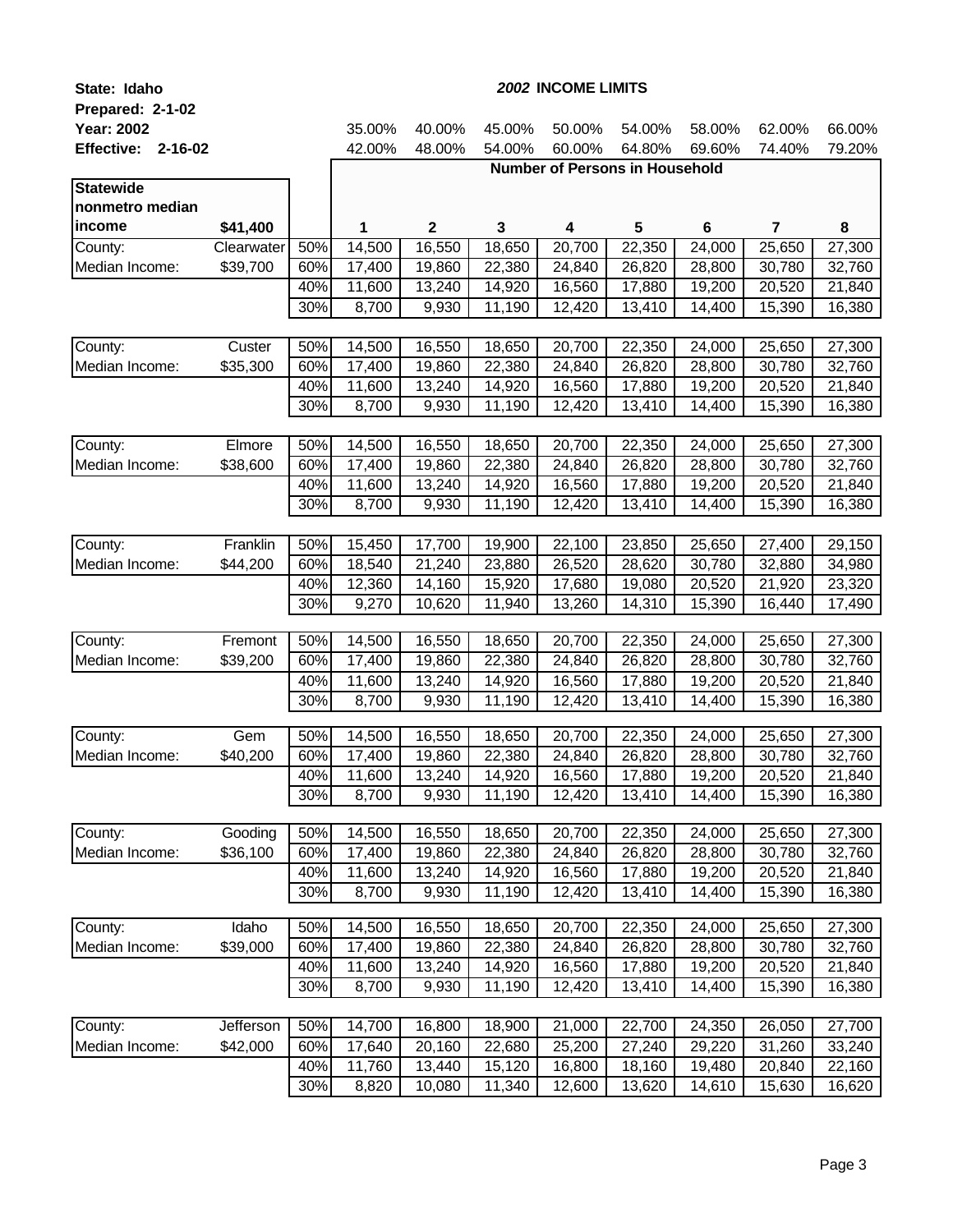**State: Idaho**
**Prepared: 2-1-02**
**Year: 2002**
**Effective: 2-16-02**

***2002*** **INCOME LIMITS**

| | | | 35.00% | 40.00% | 45.00% | 50.00% | 54.00% | 58.00% | 62.00% | 66.00% |
|---|---|---|---|---|---|---|---|---|---|---|
| | | | 42.00% | 48.00% | 54.00% | 60.00% | 64.80% | 69.60% | 74.40% | 79.20% |
| | | | **Number of Persons in Household** | | | | | | | |
| **Statewide nonmetro median income** | **$41,400** | | **1** | **2** | **3** | **4** | **5** | **6** | **7** | **8** |
| County: | Clearwater | 50% | 14,500 | 16,550 | 18,650 | 20,700 | 22,350 | 24,000 | 25,650 | 27,300 |
| Median Income: | $39,700 | 60% | 17,400 | 19,860 | 22,380 | 24,840 | 26,820 | 28,800 | 30,780 | 32,760 |
| | | 40% | 11,600 | 13,240 | 14,920 | 16,560 | 17,880 | 19,200 | 20,520 | 21,840 |
| | | 30% | 8,700 | 9,930 | 11,190 | 12,420 | 13,410 | 14,400 | 15,390 | 16,380 |
| County: | Custer | 50% | 14,500 | 16,550 | 18,650 | 20,700 | 22,350 | 24,000 | 25,650 | 27,300 |
| Median Income: | $35,300 | 60% | 17,400 | 19,860 | 22,380 | 24,840 | 26,820 | 28,800 | 30,780 | 32,760 |
| | | 40% | 11,600 | 13,240 | 14,920 | 16,560 | 17,880 | 19,200 | 20,520 | 21,840 |
| | | 30% | 8,700 | 9,930 | 11,190 | 12,420 | 13,410 | 14,400 | 15,390 | 16,380 |
| County: | Elmore | 50% | 14,500 | 16,550 | 18,650 | 20,700 | 22,350 | 24,000 | 25,650 | 27,300 |
| Median Income: | $38,600 | 60% | 17,400 | 19,860 | 22,380 | 24,840 | 26,820 | 28,800 | 30,780 | 32,760 |
| | | 40% | 11,600 | 13,240 | 14,920 | 16,560 | 17,880 | 19,200 | 20,520 | 21,840 |
| | | 30% | 8,700 | 9,930 | 11,190 | 12,420 | 13,410 | 14,400 | 15,390 | 16,380 |
| County: | Franklin | 50% | 15,450 | 17,700 | 19,900 | 22,100 | 23,850 | 25,650 | 27,400 | 29,150 |
| Median Income: | $44,200 | 60% | 18,540 | 21,240 | 23,880 | 26,520 | 28,620 | 30,780 | 32,880 | 34,980 |
| | | 40% | 12,360 | 14,160 | 15,920 | 17,680 | 19,080 | 20,520 | 21,920 | 23,320 |
| | | 30% | 9,270 | 10,620 | 11,940 | 13,260 | 14,310 | 15,390 | 16,440 | 17,490 |
| County: | Fremont | 50% | 14,500 | 16,550 | 18,650 | 20,700 | 22,350 | 24,000 | 25,650 | 27,300 |
| Median Income: | $39,200 | 60% | 17,400 | 19,860 | 22,380 | 24,840 | 26,820 | 28,800 | 30,780 | 32,760 |
| | | 40% | 11,600 | 13,240 | 14,920 | 16,560 | 17,880 | 19,200 | 20,520 | 21,840 |
| | | 30% | 8,700 | 9,930 | 11,190 | 12,420 | 13,410 | 14,400 | 15,390 | 16,380 |
| County: | Gem | 50% | 14,500 | 16,550 | 18,650 | 20,700 | 22,350 | 24,000 | 25,650 | 27,300 |
| Median Income: | $40,200 | 60% | 17,400 | 19,860 | 22,380 | 24,840 | 26,820 | 28,800 | 30,780 | 32,760 |
| | | 40% | 11,600 | 13,240 | 14,920 | 16,560 | 17,880 | 19,200 | 20,520 | 21,840 |
| | | 30% | 8,700 | 9,930 | 11,190 | 12,420 | 13,410 | 14,400 | 15,390 | 16,380 |
| County: | Gooding | 50% | 14,500 | 16,550 | 18,650 | 20,700 | 22,350 | 24,000 | 25,650 | 27,300 |
| Median Income: | $36,100 | 60% | 17,400 | 19,860 | 22,380 | 24,840 | 26,820 | 28,800 | 30,780 | 32,760 |
| | | 40% | 11,600 | 13,240 | 14,920 | 16,560 | 17,880 | 19,200 | 20,520 | 21,840 |
| | | 30% | 8,700 | 9,930 | 11,190 | 12,420 | 13,410 | 14,400 | 15,390 | 16,380 |
| County: | Idaho | 50% | 14,500 | 16,550 | 18,650 | 20,700 | 22,350 | 24,000 | 25,650 | 27,300 |
| Median Income: | $39,000 | 60% | 17,400 | 19,860 | 22,380 | 24,840 | 26,820 | 28,800 | 30,780 | 32,760 |
| | | 40% | 11,600 | 13,240 | 14,920 | 16,560 | 17,880 | 19,200 | 20,520 | 21,840 |
| | | 30% | 8,700 | 9,930 | 11,190 | 12,420 | 13,410 | 14,400 | 15,390 | 16,380 |
| County: | Jefferson | 50% | 14,700 | 16,800 | 18,900 | 21,000 | 22,700 | 24,350 | 26,050 | 27,700 |
| Median Income: | $42,000 | 60% | 17,640 | 20,160 | 22,680 | 25,200 | 27,240 | 29,220 | 31,260 | 33,240 |
| | | 40% | 11,760 | 13,440 | 15,120 | 16,800 | 18,160 | 19,480 | 20,840 | 22,160 |
| | | 30% | 8,820 | 10,080 | 11,340 | 12,600 | 13,620 | 14,610 | 15,630 | 16,620 |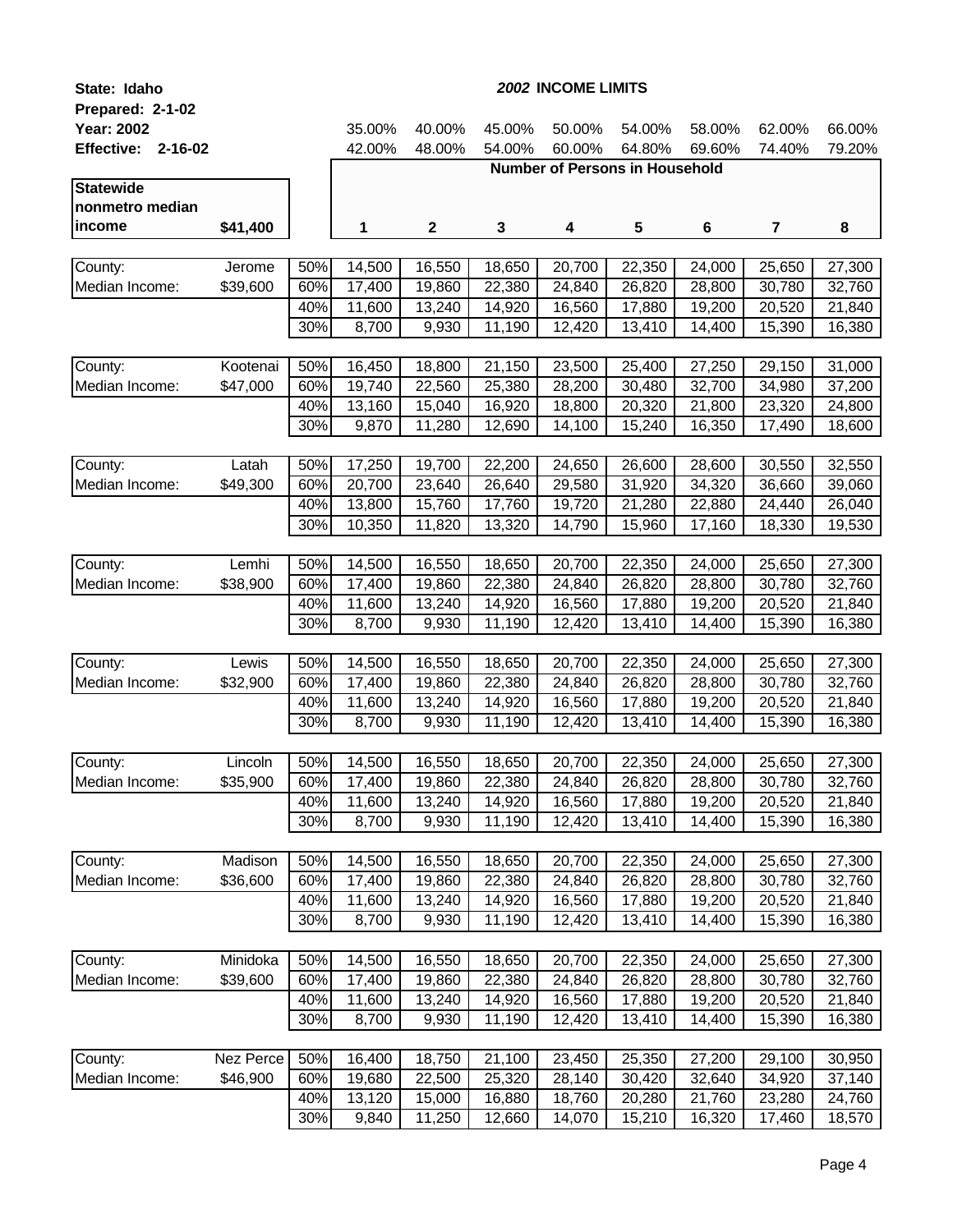**State: Idaho**
**Prepared: 2-1-02**
**Year: 2002**
**Effective: 2-16-02**

## *2002* INCOME LIMITS

| | | | 35.00% | 40.00% | 45.00% | 50.00% | 54.00% | 58.00% | 62.00% | 66.00% |
|---|---|---|---|---|---|---|---|---|---|---|
| | | | 42.00% | 48.00% | 54.00% | 60.00% | 64.80% | 69.60% | 74.40% | 79.20% |
| | | | **Number of Persons in Household** | | | | | | | |
| **Statewide nonmetro median income** | **$41,400** | | **1** | **2** | **3** | **4** | **5** | **6** | **7** | **8** |
| County: | Jerome | 50% | 14,500 | 16,550 | 18,650 | 20,700 | 22,350 | 24,000 | 25,650 | 27,300 |
| Median Income: | $39,600 | 60% | 17,400 | 19,860 | 22,380 | 24,840 | 26,820 | 28,800 | 30,780 | 32,760 |
| | | 40% | 11,600 | 13,240 | 14,920 | 16,560 | 17,880 | 19,200 | 20,520 | 21,840 |
| | | 30% | 8,700 | 9,930 | 11,190 | 12,420 | 13,410 | 14,400 | 15,390 | 16,380 |
| County: | Kootenai | 50% | 16,450 | 18,800 | 21,150 | 23,500 | 25,400 | 27,250 | 29,150 | 31,000 |
| Median Income: | $47,000 | 60% | 19,740 | 22,560 | 25,380 | 28,200 | 30,480 | 32,700 | 34,980 | 37,200 |
| | | 40% | 13,160 | 15,040 | 16,920 | 18,800 | 20,320 | 21,800 | 23,320 | 24,800 |
| | | 30% | 9,870 | 11,280 | 12,690 | 14,100 | 15,240 | 16,350 | 17,490 | 18,600 |
| County: | Latah | 50% | 17,250 | 19,700 | 22,200 | 24,650 | 26,600 | 28,600 | 30,550 | 32,550 |
| Median Income: | $49,300 | 60% | 20,700 | 23,640 | 26,640 | 29,580 | 31,920 | 34,320 | 36,660 | 39,060 |
| | | 40% | 13,800 | 15,760 | 17,760 | 19,720 | 21,280 | 22,880 | 24,440 | 26,040 |
| | | 30% | 10,350 | 11,820 | 13,320 | 14,790 | 15,960 | 17,160 | 18,330 | 19,530 |
| County: | Lemhi | 50% | 14,500 | 16,550 | 18,650 | 20,700 | 22,350 | 24,000 | 25,650 | 27,300 |
| Median Income: | $38,900 | 60% | 17,400 | 19,860 | 22,380 | 24,840 | 26,820 | 28,800 | 30,780 | 32,760 |
| | | 40% | 11,600 | 13,240 | 14,920 | 16,560 | 17,880 | 19,200 | 20,520 | 21,840 |
| | | 30% | 8,700 | 9,930 | 11,190 | 12,420 | 13,410 | 14,400 | 15,390 | 16,380 |
| County: | Lewis | 50% | 14,500 | 16,550 | 18,650 | 20,700 | 22,350 | 24,000 | 25,650 | 27,300 |
| Median Income: | $32,900 | 60% | 17,400 | 19,860 | 22,380 | 24,840 | 26,820 | 28,800 | 30,780 | 32,760 |
| | | 40% | 11,600 | 13,240 | 14,920 | 16,560 | 17,880 | 19,200 | 20,520 | 21,840 |
| | | 30% | 8,700 | 9,930 | 11,190 | 12,420 | 13,410 | 14,400 | 15,390 | 16,380 |
| County: | Lincoln | 50% | 14,500 | 16,550 | 18,650 | 20,700 | 22,350 | 24,000 | 25,650 | 27,300 |
| Median Income: | $35,900 | 60% | 17,400 | 19,860 | 22,380 | 24,840 | 26,820 | 28,800 | 30,780 | 32,760 |
| | | 40% | 11,600 | 13,240 | 14,920 | 16,560 | 17,880 | 19,200 | 20,520 | 21,840 |
| | | 30% | 8,700 | 9,930 | 11,190 | 12,420 | 13,410 | 14,400 | 15,390 | 16,380 |
| County: | Madison | 50% | 14,500 | 16,550 | 18,650 | 20,700 | 22,350 | 24,000 | 25,650 | 27,300 |
| Median Income: | $36,600 | 60% | 17,400 | 19,860 | 22,380 | 24,840 | 26,820 | 28,800 | 30,780 | 32,760 |
| | | 40% | 11,600 | 13,240 | 14,920 | 16,560 | 17,880 | 19,200 | 20,520 | 21,840 |
| | | 30% | 8,700 | 9,930 | 11,190 | 12,420 | 13,410 | 14,400 | 15,390 | 16,380 |
| County: | Minidoka | 50% | 14,500 | 16,550 | 18,650 | 20,700 | 22,350 | 24,000 | 25,650 | 27,300 |
| Median Income: | $39,600 | 60% | 17,400 | 19,860 | 22,380 | 24,840 | 26,820 | 28,800 | 30,780 | 32,760 |
| | | 40% | 11,600 | 13,240 | 14,920 | 16,560 | 17,880 | 19,200 | 20,520 | 21,840 |
| | | 30% | 8,700 | 9,930 | 11,190 | 12,420 | 13,410 | 14,400 | 15,390 | 16,380 |
| County: | Nez Perce | 50% | 16,400 | 18,750 | 21,100 | 23,450 | 25,350 | 27,200 | 29,100 | 30,950 |
| Median Income: | $46,900 | 60% | 19,680 | 22,500 | 25,320 | 28,140 | 30,420 | 32,640 | 34,920 | 37,140 |
| | | 40% | 13,120 | 15,000 | 16,880 | 18,760 | 20,280 | 21,760 | 23,280 | 24,760 |
| | | 30% | 9,840 | 11,250 | 12,660 | 14,070 | 15,210 | 16,320 | 17,460 | 18,570 |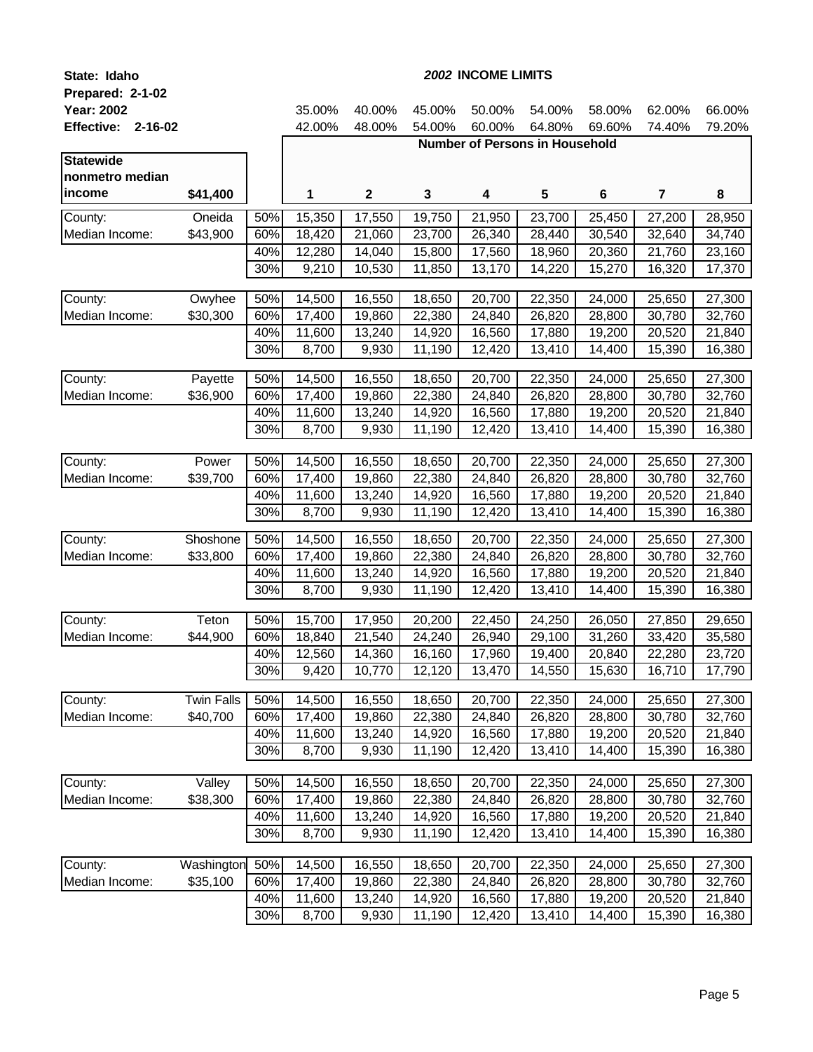**State: Idaho** | ***2002*** **INCOME LIMITS**

**Prepared: 2-1-02**

**Year: 2002**

**Effective: 2-16-02**

| | | | 35.00% | 40.00% | 45.00% | 50.00% | 54.00% | 58.00% | 62.00% | 66.00% |
|---|---|---|---|---|---|---|---|---|---|---|
| | | | 42.00% | 48.00% | 54.00% | 60.00% | 64.80% | 69.60% | 74.40% | 79.20% |
| | | | **Number of Persons in Household** | | | | | | | |
| **Statewide nonmetro median income** | **$41,400** | | **1** | **2** | **3** | **4** | **5** | **6** | **7** | **8** |
| County: | Oneida | 50% | 15,350 | 17,550 | 19,750 | 21,950 | 23,700 | 25,450 | 27,200 | 28,950 |
| Median Income: | $43,900 | 60% | 18,420 | 21,060 | 23,700 | 26,340 | 28,440 | 30,540 | 32,640 | 34,740 |
| | | 40% | 12,280 | 14,040 | 15,800 | 17,560 | 18,960 | 20,360 | 21,760 | 23,160 |
| | | 30% | 9,210 | 10,530 | 11,850 | 13,170 | 14,220 | 15,270 | 16,320 | 17,370 |
| County: | Owyhee | 50% | 14,500 | 16,550 | 18,650 | 20,700 | 22,350 | 24,000 | 25,650 | 27,300 |
| Median Income: | $30,300 | 60% | 17,400 | 19,860 | 22,380 | 24,840 | 26,820 | 28,800 | 30,780 | 32,760 |
| | | 40% | 11,600 | 13,240 | 14,920 | 16,560 | 17,880 | 19,200 | 20,520 | 21,840 |
| | | 30% | 8,700 | 9,930 | 11,190 | 12,420 | 13,410 | 14,400 | 15,390 | 16,380 |
| County: | Payette | 50% | 14,500 | 16,550 | 18,650 | 20,700 | 22,350 | 24,000 | 25,650 | 27,300 |
| Median Income: | $36,900 | 60% | 17,400 | 19,860 | 22,380 | 24,840 | 26,820 | 28,800 | 30,780 | 32,760 |
| | | 40% | 11,600 | 13,240 | 14,920 | 16,560 | 17,880 | 19,200 | 20,520 | 21,840 |
| | | 30% | 8,700 | 9,930 | 11,190 | 12,420 | 13,410 | 14,400 | 15,390 | 16,380 |
| County: | Power | 50% | 14,500 | 16,550 | 18,650 | 20,700 | 22,350 | 24,000 | 25,650 | 27,300 |
| Median Income: | $39,700 | 60% | 17,400 | 19,860 | 22,380 | 24,840 | 26,820 | 28,800 | 30,780 | 32,760 |
| | | 40% | 11,600 | 13,240 | 14,920 | 16,560 | 17,880 | 19,200 | 20,520 | 21,840 |
| | | 30% | 8,700 | 9,930 | 11,190 | 12,420 | 13,410 | 14,400 | 15,390 | 16,380 |
| County: | Shoshone | 50% | 14,500 | 16,550 | 18,650 | 20,700 | 22,350 | 24,000 | 25,650 | 27,300 |
| Median Income: | $33,800 | 60% | 17,400 | 19,860 | 22,380 | 24,840 | 26,820 | 28,800 | 30,780 | 32,760 |
| | | 40% | 11,600 | 13,240 | 14,920 | 16,560 | 17,880 | 19,200 | 20,520 | 21,840 |
| | | 30% | 8,700 | 9,930 | 11,190 | 12,420 | 13,410 | 14,400 | 15,390 | 16,380 |
| County: | Teton | 50% | 15,700 | 17,950 | 20,200 | 22,450 | 24,250 | 26,050 | 27,850 | 29,650 |
| Median Income: | $44,900 | 60% | 18,840 | 21,540 | 24,240 | 26,940 | 29,100 | 31,260 | 33,420 | 35,580 |
| | | 40% | 12,560 | 14,360 | 16,160 | 17,960 | 19,400 | 20,840 | 22,280 | 23,720 |
| | | 30% | 9,420 | 10,770 | 12,120 | 13,470 | 14,550 | 15,630 | 16,710 | 17,790 |
| County: | Twin Falls | 50% | 14,500 | 16,550 | 18,650 | 20,700 | 22,350 | 24,000 | 25,650 | 27,300 |
| Median Income: | $40,700 | 60% | 17,400 | 19,860 | 22,380 | 24,840 | 26,820 | 28,800 | 30,780 | 32,760 |
| | | 40% | 11,600 | 13,240 | 14,920 | 16,560 | 17,880 | 19,200 | 20,520 | 21,840 |
| | | 30% | 8,700 | 9,930 | 11,190 | 12,420 | 13,410 | 14,400 | 15,390 | 16,380 |
| County: | Valley | 50% | 14,500 | 16,550 | 18,650 | 20,700 | 22,350 | 24,000 | 25,650 | 27,300 |
| Median Income: | $38,300 | 60% | 17,400 | 19,860 | 22,380 | 24,840 | 26,820 | 28,800 | 30,780 | 32,760 |
| | | 40% | 11,600 | 13,240 | 14,920 | 16,560 | 17,880 | 19,200 | 20,520 | 21,840 |
| | | 30% | 8,700 | 9,930 | 11,190 | 12,420 | 13,410 | 14,400 | 15,390 | 16,380 |
| County: | Washington | 50% | 14,500 | 16,550 | 18,650 | 20,700 | 22,350 | 24,000 | 25,650 | 27,300 |
| Median Income: | $35,100 | 60% | 17,400 | 19,860 | 22,380 | 24,840 | 26,820 | 28,800 | 30,780 | 32,760 |
| | | 40% | 11,600 | 13,240 | 14,920 | 16,560 | 17,880 | 19,200 | 20,520 | 21,840 |
| | | 30% | 8,700 | 9,930 | 11,190 | 12,420 | 13,410 | 14,400 | 15,390 | 16,380 |